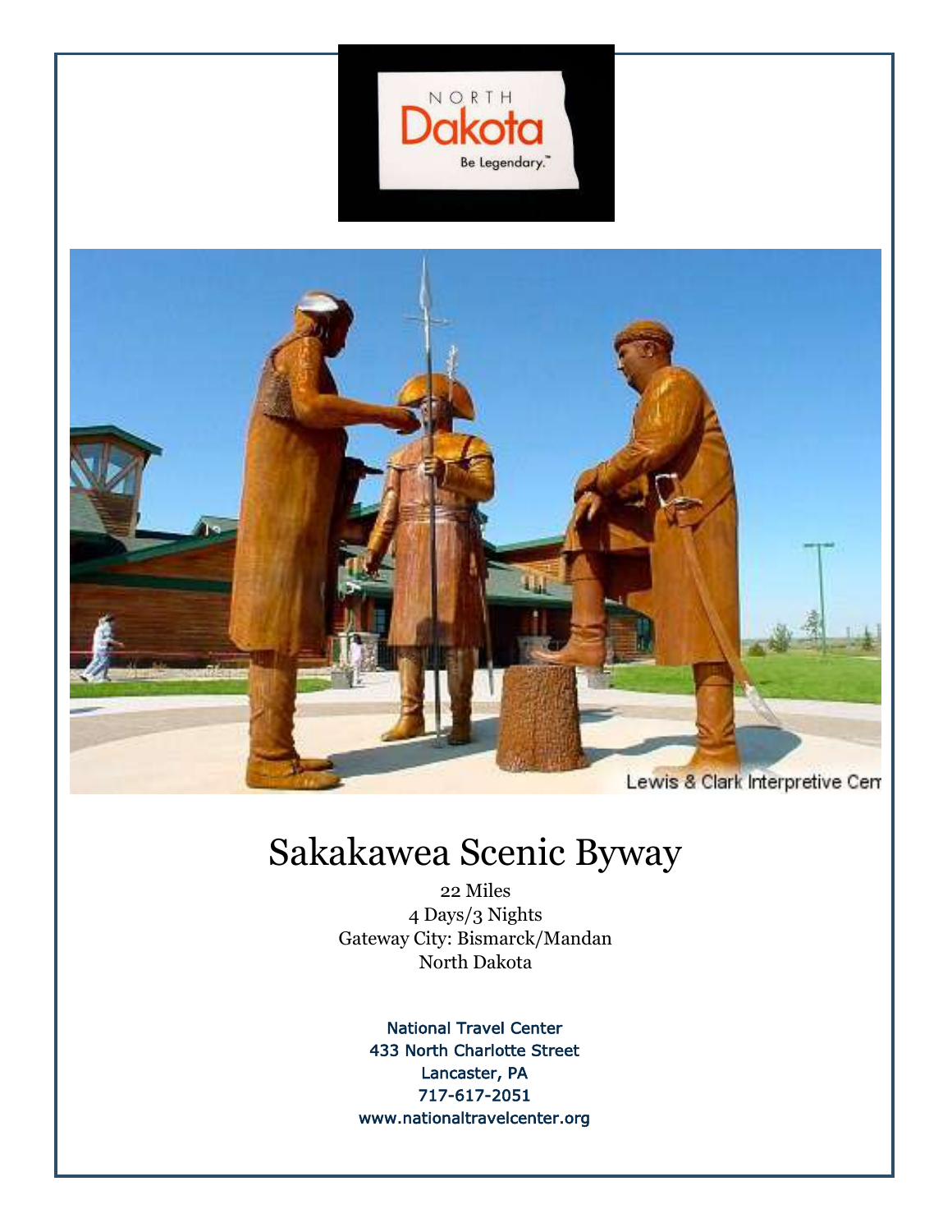# Sakakawea Scenic Byway

22 Miles
4 Days/3 Nights
Gateway City: Bismarck/Mandan
North Dakota

National Travel Center
433 North Charlotte Street
Lancaster, PA
717-617-2051
www.nationaltravelcenter.org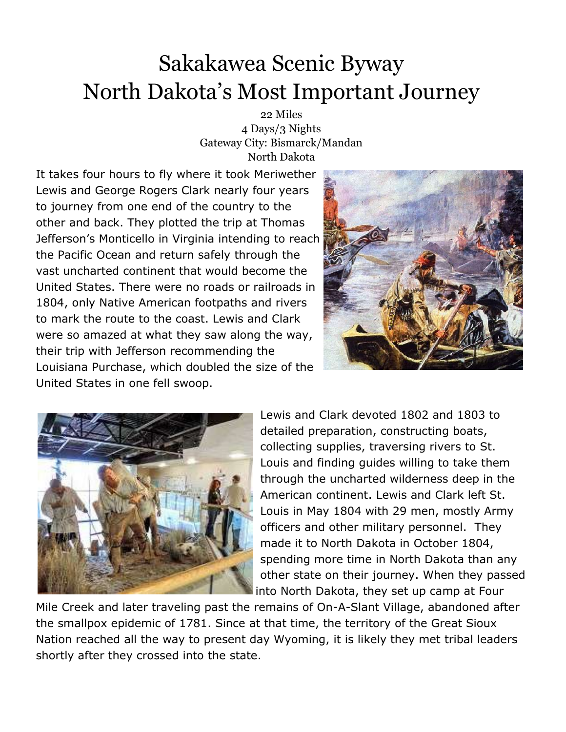# Sakakawea Scenic Byway
# North Dakota's Most Important Journey

22 Miles
4 Days/3 Nights
Gateway City: Bismarck/Mandan
North Dakota

It takes four hours to fly where it took Meriwether Lewis and George Rogers Clark nearly four years to journey from one end of the country to the other and back. They plotted the trip at Thomas Jefferson's Monticello in Virginia intending to reach the Pacific Ocean and return safely through the vast uncharted continent that would become the United States. There were no roads or railroads in 1804, only Native American footpaths and rivers to mark the route to the coast. Lewis and Clark were so amazed at what they saw along the way, their trip with Jefferson recommending the Louisiana Purchase, which doubled the size of the United States in one fell swoop.

Lewis and Clark devoted 1802 and 1803 to detailed preparation, constructing boats, collecting supplies, traversing rivers to St. Louis and finding guides willing to take them through the uncharted wilderness deep in the American continent. Lewis and Clark left St. Louis in May 1804 with 29 men, mostly Army officers and other military personnel. They made it to North Dakota in October 1804, spending more time in North Dakota than any other state on their journey. When they passed into North Dakota, they set up camp at Four Mile Creek and later traveling past the remains of On-A-Slant Village, abandoned after the smallpox epidemic of 1781. Since at that time, the territory of the Great Sioux Nation reached all the way to present day Wyoming, it is likely they met tribal leaders shortly after they crossed into the state.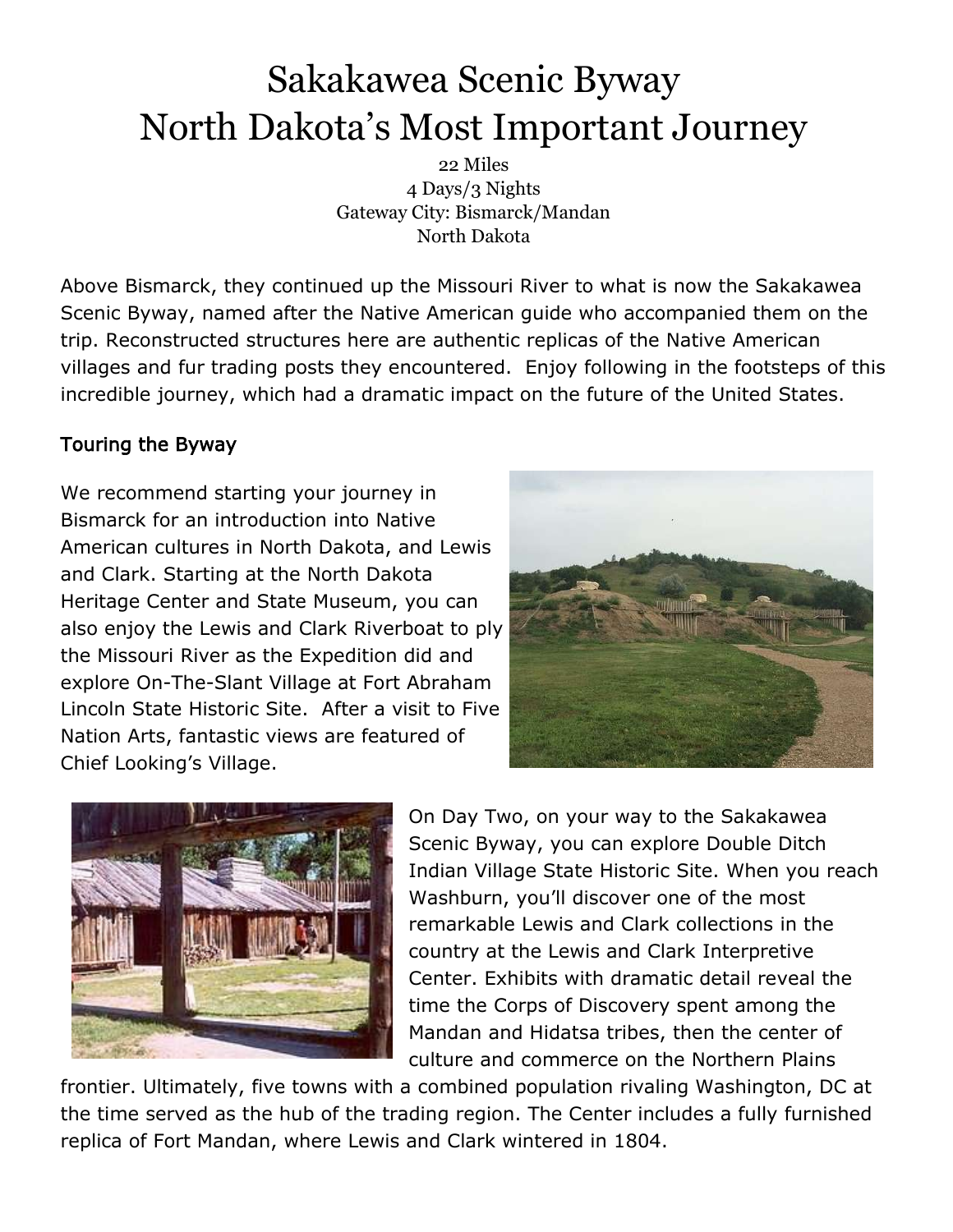# Sakakawea Scenic Byway
# North Dakota's Most Important Journey

22 Miles
4 Days/3 Nights
Gateway City: Bismarck/Mandan
North Dakota

Above Bismarck, they continued up the Missouri River to what is now the Sakakawea Scenic Byway, named after the Native American guide who accompanied them on the trip. Reconstructed structures here are authentic replicas of the Native American villages and fur trading posts they encountered. Enjoy following in the footsteps of this incredible journey, which had a dramatic impact on the future of the United States.

## Touring the Byway

We recommend starting your journey in Bismarck for an introduction into Native American cultures in North Dakota, and Lewis and Clark. Starting at the North Dakota Heritage Center and State Museum, you can also enjoy the Lewis and Clark Riverboat to ply the Missouri River as the Expedition did and explore On-The-Slant Village at Fort Abraham Lincoln State Historic Site. After a visit to Five Nation Arts, fantastic views are featured of Chief Looking's Village.

On Day Two, on your way to the Sakakawea Scenic Byway, you can explore Double Ditch Indian Village State Historic Site. When you reach Washburn, you'll discover one of the most remarkable Lewis and Clark collections in the country at the Lewis and Clark Interpretive Center. Exhibits with dramatic detail reveal the time the Corps of Discovery spent among the Mandan and Hidatsa tribes, then the center of culture and commerce on the Northern Plains frontier. Ultimately, five towns with a combined population rivaling Washington, DC at the time served as the hub of the trading region. The Center includes a fully furnished replica of Fort Mandan, where Lewis and Clark wintered in 1804.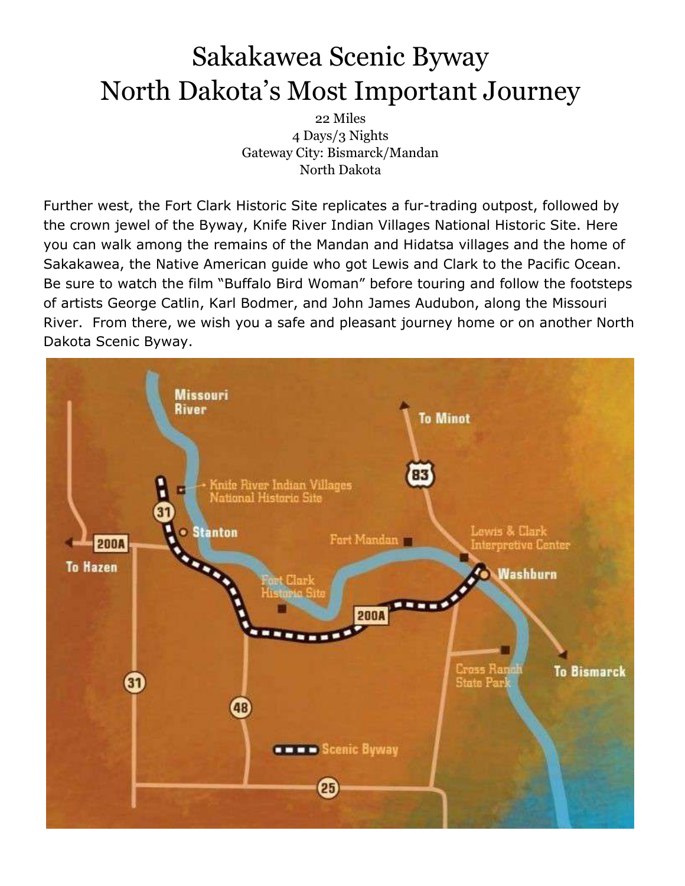# Sakakawea Scenic Byway
# North Dakota's Most Important Journey

22 Miles
4 Days/3 Nights
Gateway City: Bismarck/Mandan
North Dakota

Further west, the Fort Clark Historic Site replicates a fur-trading outpost, followed by the crown jewel of the Byway, Knife River Indian Villages National Historic Site. Here you can walk among the remains of the Mandan and Hidatsa villages and the home of Sakakawea, the Native American guide who got Lewis and Clark to the Pacific Ocean. Be sure to watch the film "Buffalo Bird Woman" before touring and follow the footsteps of artists George Catlin, Karl Bodmer, and John James Audubon, along the Missouri River. From there, we wish you a safe and pleasant journey home or on another North Dakota Scenic Byway.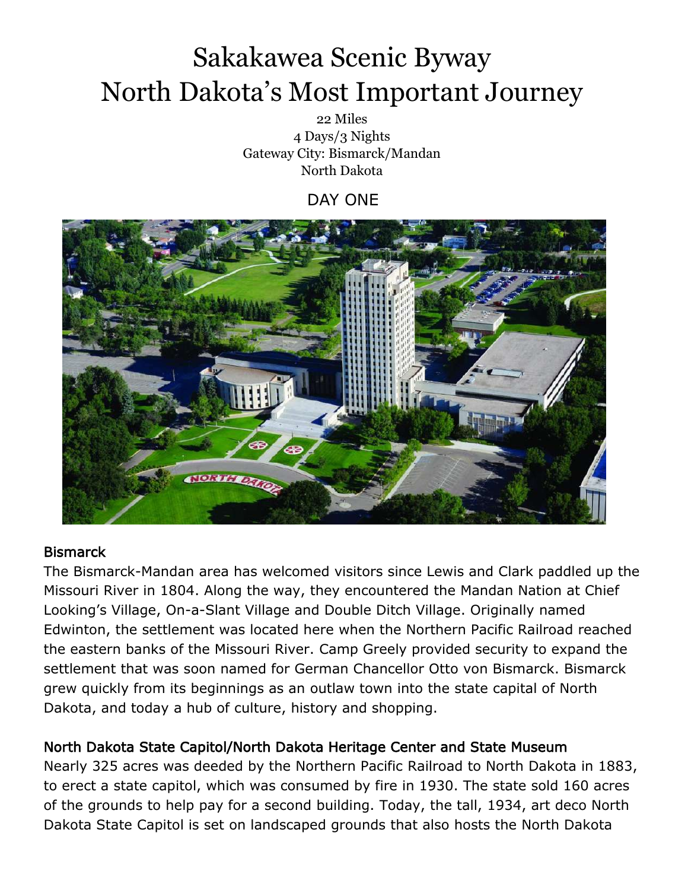# Sakakawea Scenic Byway
# North Dakota's Most Important Journey

22 Miles
4 Days/3 Nights
Gateway City: Bismarck/Mandan
North Dakota

## DAY ONE

### Bismarck

The Bismarck-Mandan area has welcomed visitors since Lewis and Clark paddled up the Missouri River in 1804. Along the way, they encountered the Mandan Nation at Chief Looking's Village, On-a-Slant Village and Double Ditch Village. Originally named Edwinton, the settlement was located here when the Northern Pacific Railroad reached the eastern banks of the Missouri River. Camp Greely provided security to expand the settlement that was soon named for German Chancellor Otto von Bismarck. Bismarck grew quickly from its beginnings as an outlaw town into the state capital of North Dakota, and today a hub of culture, history and shopping.

### North Dakota State Capitol/North Dakota Heritage Center and State Museum

Nearly 325 acres was deeded by the Northern Pacific Railroad to North Dakota in 1883, to erect a state capitol, which was consumed by fire in 1930. The state sold 160 acres of the grounds to help pay for a second building. Today, the tall, 1934, art deco North Dakota State Capitol is set on landscaped grounds that also hosts the North Dakota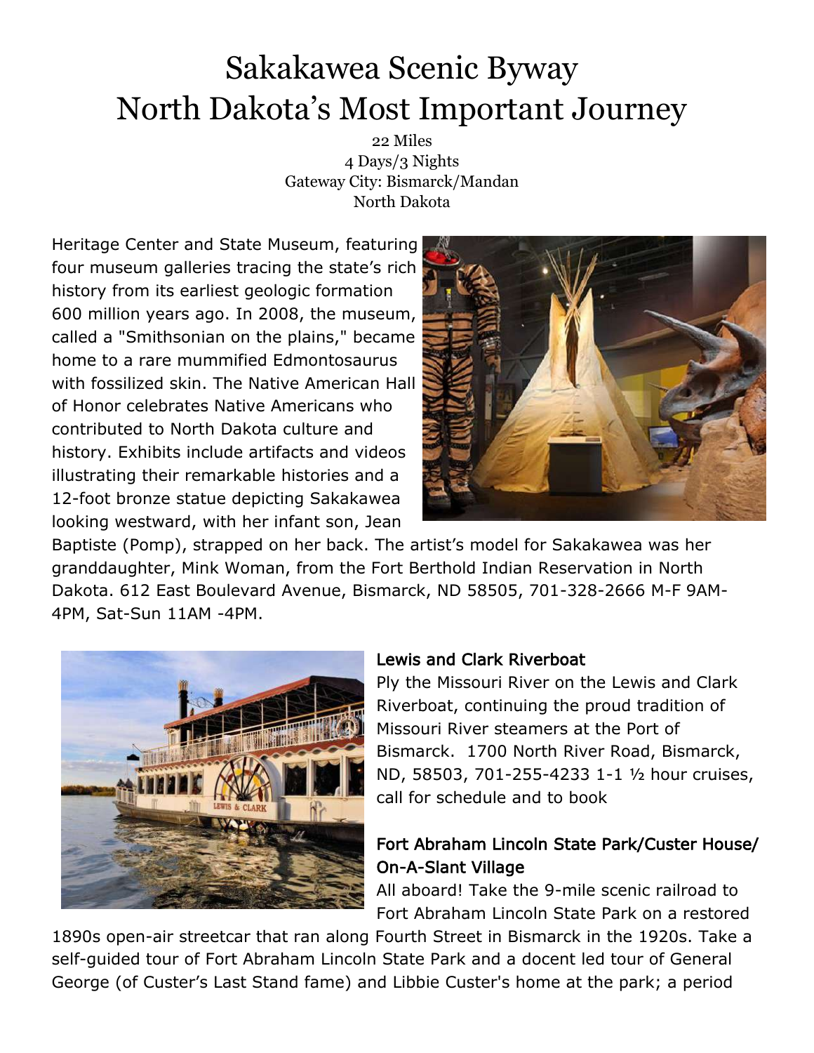# Sakakawea Scenic Byway
# North Dakota's Most Important Journey

22 Miles
4 Days/3 Nights
Gateway City: Bismarck/Mandan
North Dakota

Heritage Center and State Museum, featuring four museum galleries tracing the state's rich history from its earliest geologic formation 600 million years ago. In 2008, the museum, called a "Smithsonian on the plains," became home to a rare mummified Edmontosaurus with fossilized skin. The Native American Hall of Honor celebrates Native Americans who contributed to North Dakota culture and history. Exhibits include artifacts and videos illustrating their remarkable histories and a 12-foot bronze statue depicting Sakakawea looking westward, with her infant son, Jean Baptiste (Pomp), strapped on her back. The artist's model for Sakakawea was her granddaughter, Mink Woman, from the Fort Berthold Indian Reservation in North Dakota. 612 East Boulevard Avenue, Bismarck, ND 58505, 701-328-2666 M-F 9AM-4PM, Sat-Sun 11AM -4PM.

### Lewis and Clark Riverboat

Ply the Missouri River on the Lewis and Clark Riverboat, continuing the proud tradition of Missouri River steamers at the Port of Bismarck. 1700 North River Road, Bismarck, ND, 58503, 701-255-4233 1-1 ½ hour cruises, call for schedule and to book

### Fort Abraham Lincoln State Park/Custer House/ On-A-Slant Village

All aboard! Take the 9-mile scenic railroad to Fort Abraham Lincoln State Park on a restored 1890s open-air streetcar that ran along Fourth Street in Bismarck in the 1920s. Take a self-guided tour of Fort Abraham Lincoln State Park and a docent led tour of General George (of Custer's Last Stand fame) and Libbie Custer's home at the park; a period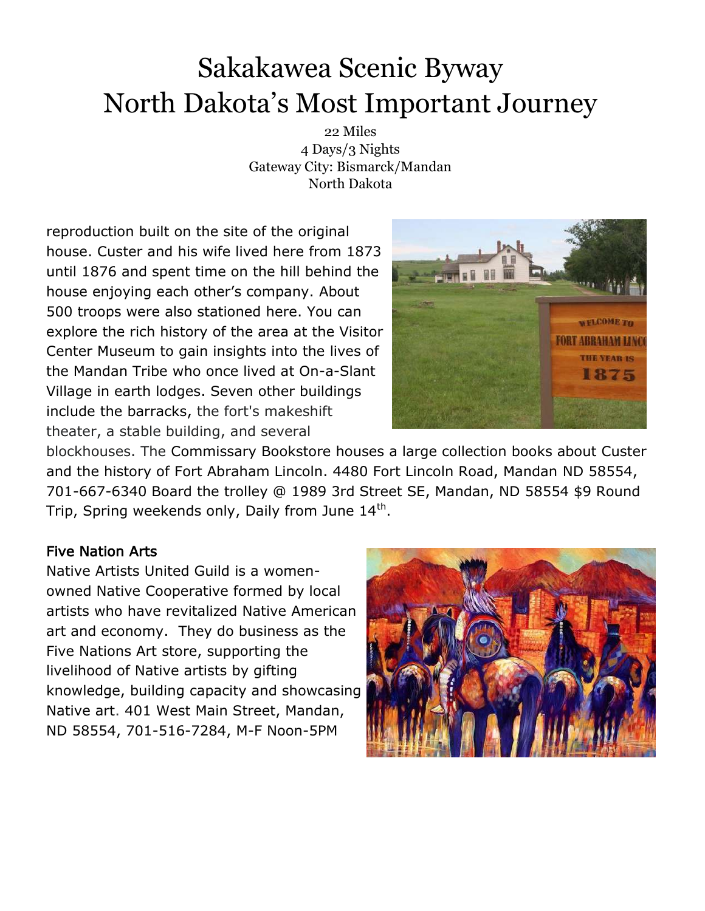# Sakakawea Scenic Byway
# North Dakota's Most Important Journey

22 Miles
4 Days/3 Nights
Gateway City: Bismarck/Mandan
North Dakota

reproduction built on the site of the original house. Custer and his wife lived here from 1873 until 1876 and spent time on the hill behind the house enjoying each other's company. About 500 troops were also stationed here. You can explore the rich history of the area at the Visitor Center Museum to gain insights into the lives of the Mandan Tribe who once lived at On-a-Slant Village in earth lodges. Seven other buildings include the barracks, the fort's makeshift theater, a stable building, and several blockhouses. The Commissary Bookstore houses a large collection books about Custer and the history of Fort Abraham Lincoln. 4480 Fort Lincoln Road, Mandan ND 58554, 701-667-6340 Board the trolley @ 1989 3rd Street SE, Mandan, ND 58554 $9 Round Trip, Spring weekends only, Daily from June 14th.

## Five Nation Arts

Native Artists United Guild is a women-owned Native Cooperative formed by local artists who have revitalized Native American art and economy. They do business as the Five Nations Art store, supporting the livelihood of Native artists by gifting knowledge, building capacity and showcasing Native art. 401 West Main Street, Mandan, ND 58554, 701-516-7284, M-F Noon-5PM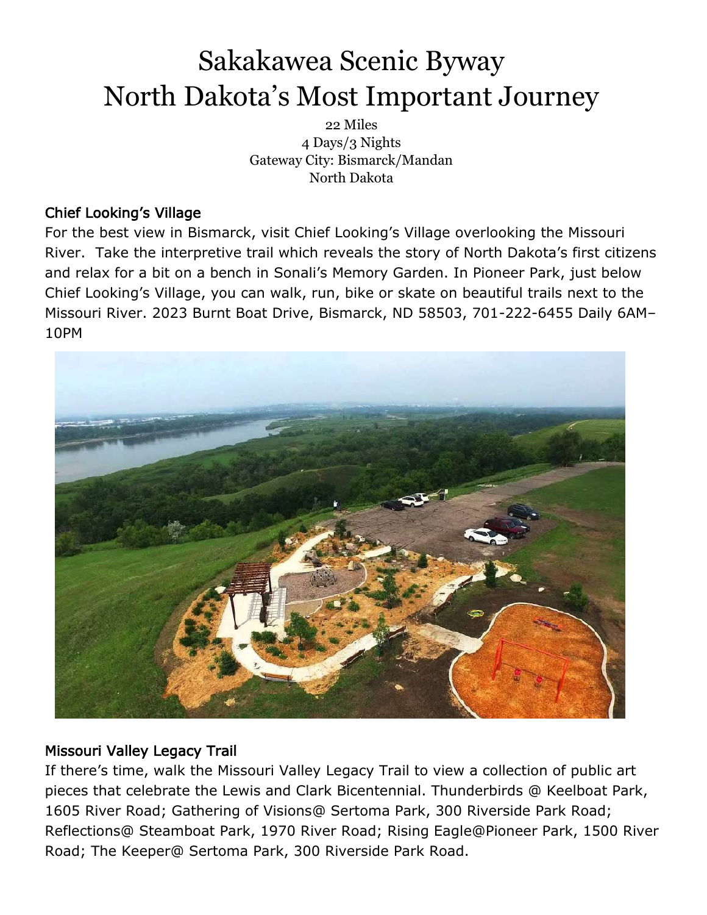# Sakakawea Scenic Byway
# North Dakota's Most Important Journey

22 Miles
4 Days/3 Nights
Gateway City: Bismarck/Mandan
North Dakota

## Chief Looking's Village

For the best view in Bismarck, visit Chief Looking's Village overlooking the Missouri River. Take the interpretive trail which reveals the story of North Dakota's first citizens and relax for a bit on a bench in Sonali's Memory Garden. In Pioneer Park, just below Chief Looking's Village, you can walk, run, bike or skate on beautiful trails next to the Missouri River. 2023 Burnt Boat Drive, Bismarck, ND 58503, 701-222-6455 Daily 6AM–10PM

## Missouri Valley Legacy Trail

If there's time, walk the Missouri Valley Legacy Trail to view a collection of public art pieces that celebrate the Lewis and Clark Bicentennial. Thunderbirds @ Keelboat Park, 1605 River Road; Gathering of Visions@ Sertoma Park, 300 Riverside Park Road; Reflections@ Steamboat Park, 1970 River Road; Rising Eagle@Pioneer Park, 1500 River Road; The Keeper@ Sertoma Park, 300 Riverside Park Road.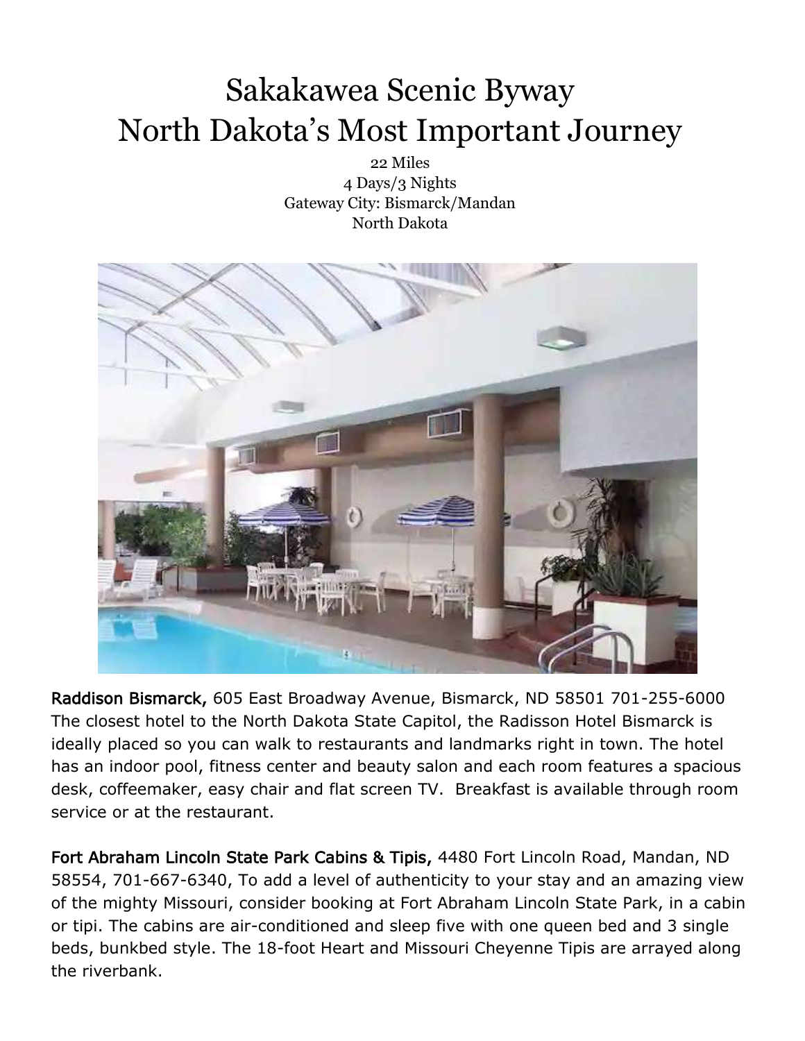# Sakakawea Scenic Byway
# North Dakota's Most Important Journey

22 Miles
4 Days/3 Nights
Gateway City: Bismarck/Mandan
North Dakota

Raddison Bismarck, 605 East Broadway Avenue, Bismarck, ND 58501 701-255-6000 The closest hotel to the North Dakota State Capitol, the Radisson Hotel Bismarck is ideally placed so you can walk to restaurants and landmarks right in town. The hotel has an indoor pool, fitness center and beauty salon and each room features a spacious desk, coffeemaker, easy chair and flat screen TV. Breakfast is available through room service or at the restaurant.

Fort Abraham Lincoln State Park Cabins & Tipis, 4480 Fort Lincoln Road, Mandan, ND 58554, 701-667-6340, To add a level of authenticity to your stay and an amazing view of the mighty Missouri, consider booking at Fort Abraham Lincoln State Park, in a cabin or tipi. The cabins are air-conditioned and sleep five with one queen bed and 3 single beds, bunkbed style. The 18-foot Heart and Missouri Cheyenne Tipis are arrayed along the riverbank.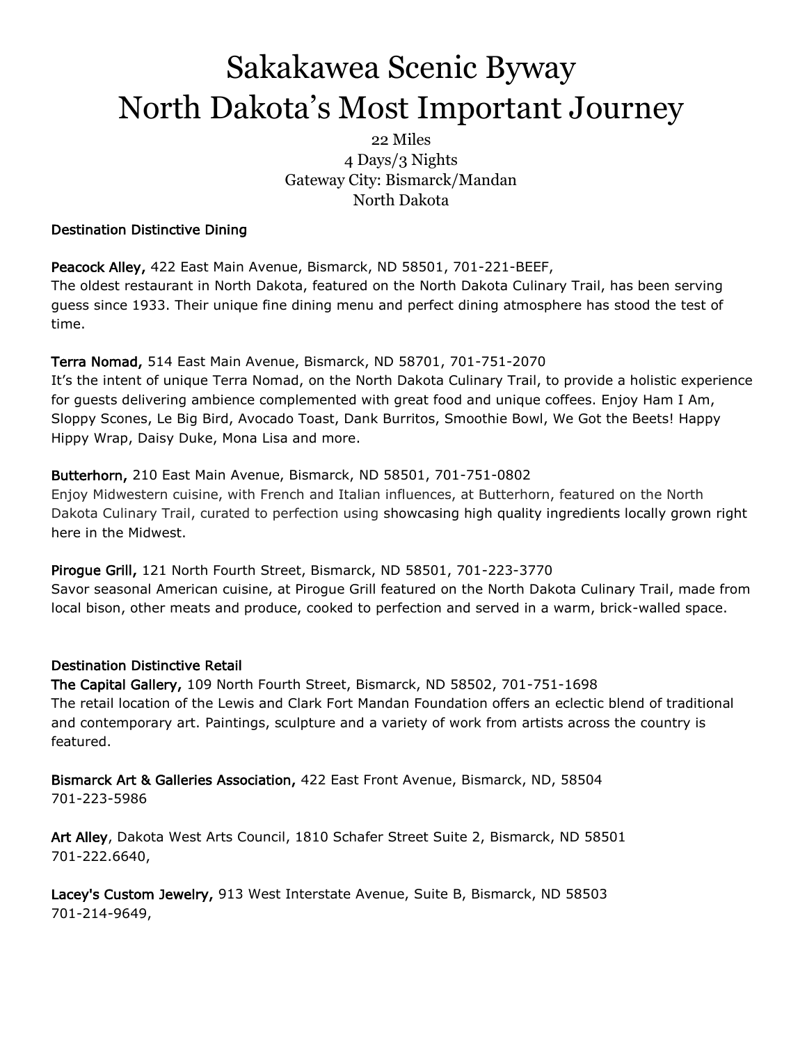# Sakakawea Scenic Byway
# North Dakota's Most Important Journey

22 Miles
4 Days/3 Nights
Gateway City: Bismarck/Mandan
North Dakota

### Destination Distinctive Dining

**Peacock Alley,** 422 East Main Avenue, Bismarck, ND 58501, 701-221-BEEF,
The oldest restaurant in North Dakota, featured on the North Dakota Culinary Trail, has been serving guess since 1933. Their unique fine dining menu and perfect dining atmosphere has stood the test of time.

**Terra Nomad,** 514 East Main Avenue, Bismarck, ND 58701, 701-751-2070
It's the intent of unique Terra Nomad, on the North Dakota Culinary Trail, to provide a holistic experience for guests delivering ambience complemented with great food and unique coffees. Enjoy Ham I Am, Sloppy Scones, Le Big Bird, Avocado Toast, Dank Burritos, Smoothie Bowl, We Got the Beets! Happy Hippy Wrap, Daisy Duke, Mona Lisa and more.

**Butterhorn,** 210 East Main Avenue, Bismarck, ND 58501, 701-751-0802
Enjoy Midwestern cuisine, with French and Italian influences, at Butterhorn, featured on the North Dakota Culinary Trail, curated to perfection using showcasing high quality ingredients locally grown right here in the Midwest.

**Pirogue Grill,** 121 North Fourth Street, Bismarck, ND 58501, 701-223-3770
Savor seasonal American cuisine, at Pirogue Grill featured on the North Dakota Culinary Trail, made from local bison, other meats and produce, cooked to perfection and served in a warm, brick-walled space.

### Destination Distinctive Retail

**The Capital Gallery,** 109 North Fourth Street, Bismarck, ND 58502, 701-751-1698
The retail location of the Lewis and Clark Fort Mandan Foundation offers an eclectic blend of traditional and contemporary art. Paintings, sculpture and a variety of work from artists across the country is featured.

**Bismarck Art & Galleries Association,** 422 East Front Avenue, Bismarck, ND, 58504
701-223-5986

**Art Alley**, Dakota West Arts Council, 1810 Schafer Street Suite 2, Bismarck, ND 58501
701-222.6640,

**Lacey's Custom Jewelry,** 913 West Interstate Avenue, Suite B, Bismarck, ND 58503
701-214-9649,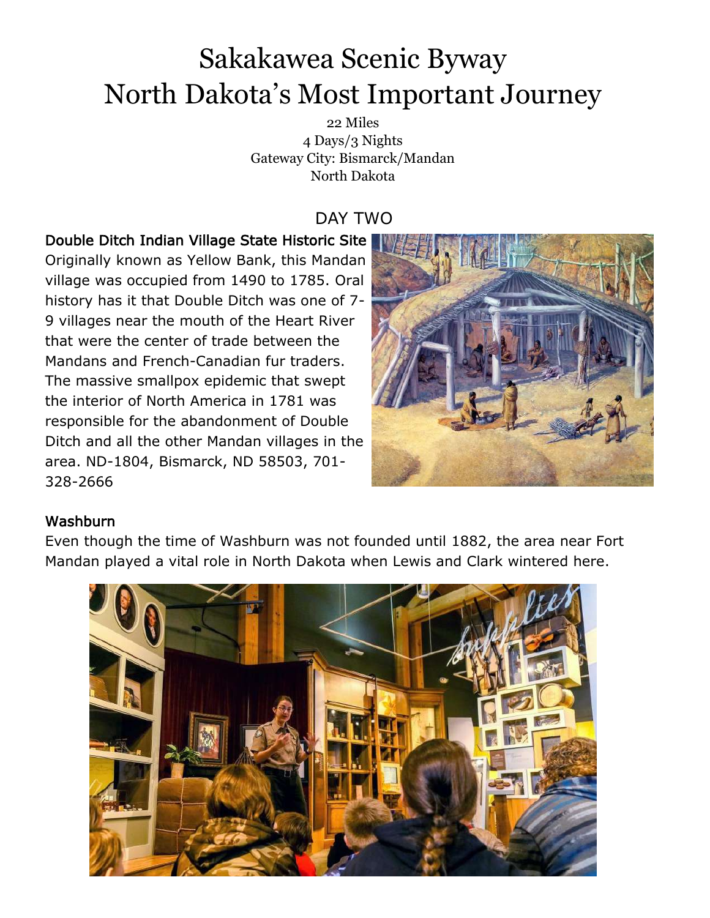# Sakakawea Scenic Byway
# North Dakota's Most Important Journey

22 Miles
4 Days/3 Nights
Gateway City: Bismarck/Mandan
North Dakota

## DAY TWO

### Double Ditch Indian Village State Historic Site

Originally known as Yellow Bank, this Mandan village was occupied from 1490 to 1785. Oral history has it that Double Ditch was one of 7-9 villages near the mouth of the Heart River that were the center of trade between the Mandans and French-Canadian fur traders. The massive smallpox epidemic that swept the interior of North America in 1781 was responsible for the abandonment of Double Ditch and all the other Mandan villages in the area. ND-1804, Bismarck, ND 58503, 701-328-2666

### Washburn

Even though the time of Washburn was not founded until 1882, the area near Fort Mandan played a vital role in North Dakota when Lewis and Clark wintered here.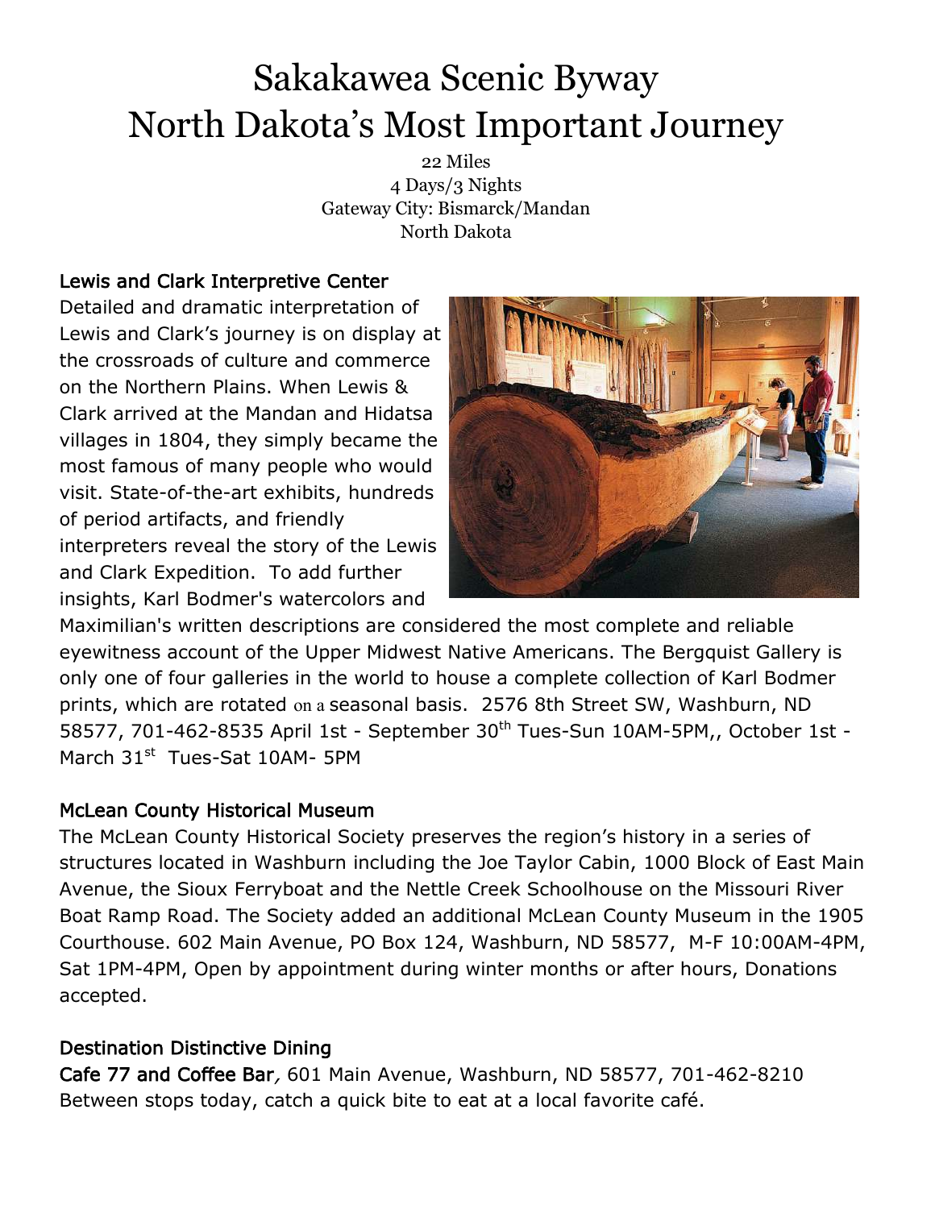# Sakakawea Scenic Byway
# North Dakota's Most Important Journey

22 Miles
4 Days/3 Nights
Gateway City: Bismarck/Mandan
North Dakota

### Lewis and Clark Interpretive Center

Detailed and dramatic interpretation of Lewis and Clark's journey is on display at the crossroads of culture and commerce on the Northern Plains. When Lewis & Clark arrived at the Mandan and Hidatsa villages in 1804, they simply became the most famous of many people who would visit. State-of-the-art exhibits, hundreds of period artifacts, and friendly interpreters reveal the story of the Lewis and Clark Expedition. To add further insights, Karl Bodmer's watercolors and Maximilian's written descriptions are considered the most complete and reliable eyewitness account of the Upper Midwest Native Americans. The Bergquist Gallery is only one of four galleries in the world to house a complete collection of Karl Bodmer prints, which are rotated on a seasonal basis. 2576 8th Street SW, Washburn, ND 58577, 701-462-8535 April 1st - September 30th Tues-Sun 10AM-5PM,, October 1st - March 31st Tues-Sat 10AM- 5PM

### McLean County Historical Museum

The McLean County Historical Society preserves the region's history in a series of structures located in Washburn including the Joe Taylor Cabin, 1000 Block of East Main Avenue, the Sioux Ferryboat and the Nettle Creek Schoolhouse on the Missouri River Boat Ramp Road. The Society added an additional McLean County Museum in the 1905 Courthouse. 602 Main Avenue, PO Box 124, Washburn, ND 58577, M-F 10:00AM-4PM, Sat 1PM-4PM, Open by appointment during winter months or after hours, Donations accepted.

### Destination Distinctive Dining

**Cafe 77 and Coffee Bar**, 601 Main Avenue, Washburn, ND 58577, 701-462-8210
Between stops today, catch a quick bite to eat at a local favorite café.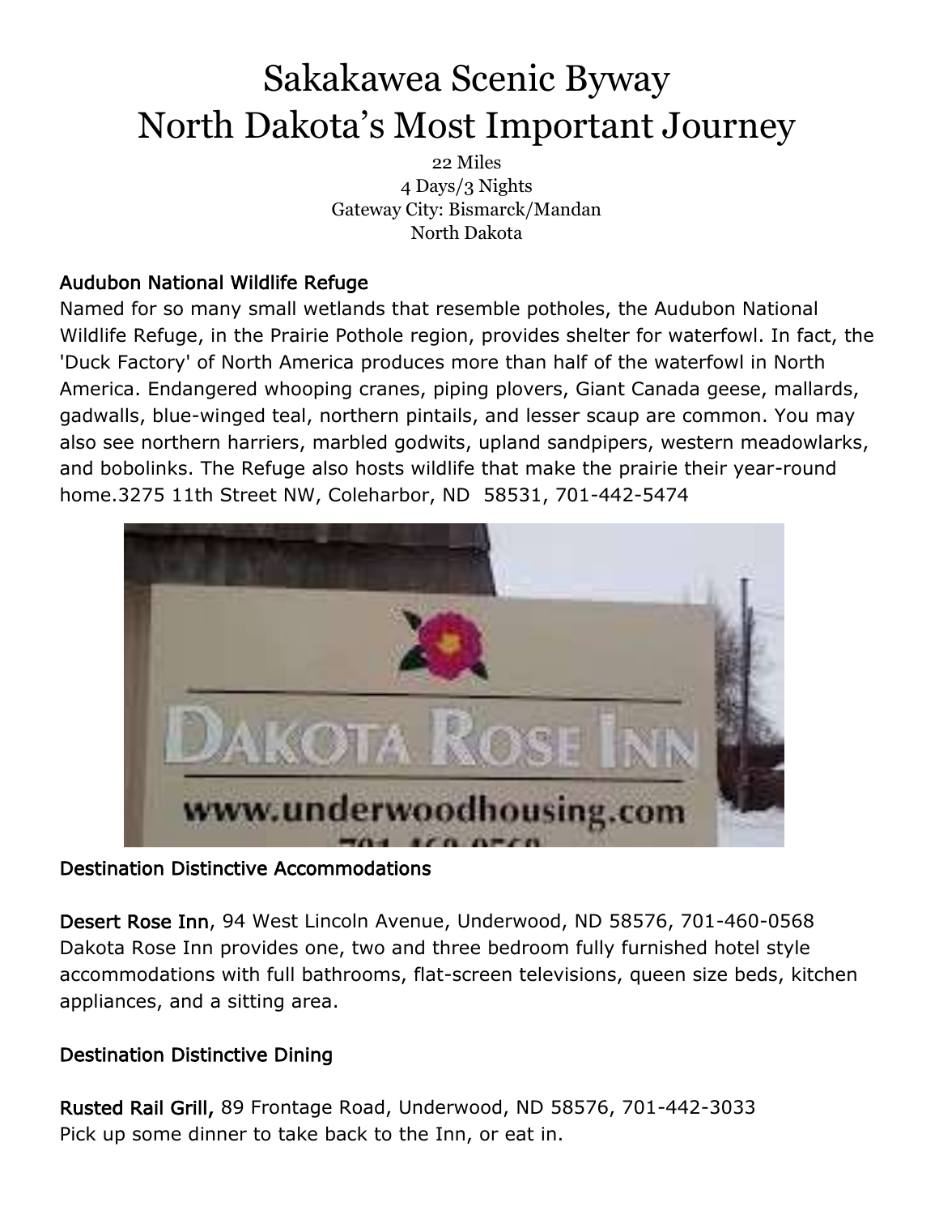#  Sakakawea Scenic Byway
# North Dakota's Most Important Journey

22 Miles
4 Days/3 Nights
Gateway City: Bismarck/Mandan
North Dakota

**Audubon National Wildlife Refuge**

Named for so many small wetlands that resemble potholes, the Audubon National Wildlife Refuge, in the Prairie Pothole region, provides shelter for waterfowl. In fact, the 'Duck Factory' of North America produces more than half of the waterfowl in North America. Endangered whooping cranes, piping plovers, Giant Canada geese, mallards, gadwalls, blue-winged teal, northern pintails, and lesser scaup are common. You may also see northern harriers, marbled godwits, upland sandpipers, western meadowlarks, and bobolinks. The Refuge also hosts wildlife that make the prairie their year-round home.3275 11th Street NW, Coleharbor, ND 58531, 701-442-5474

**Destination Distinctive Accommodations**

**Desert Rose Inn**, 94 West Lincoln Avenue, Underwood, ND 58576, 701-460-0568
Dakota Rose Inn provides one, two and three bedroom fully furnished hotel style accommodations with full bathrooms, flat-screen televisions, queen size beds, kitchen appliances, and a sitting area.

**Destination Distinctive Dining**

**Rusted Rail Grill,** 89 Frontage Road, Underwood, ND 58576, 701-442-3033
Pick up some dinner to take back to the Inn, or eat in.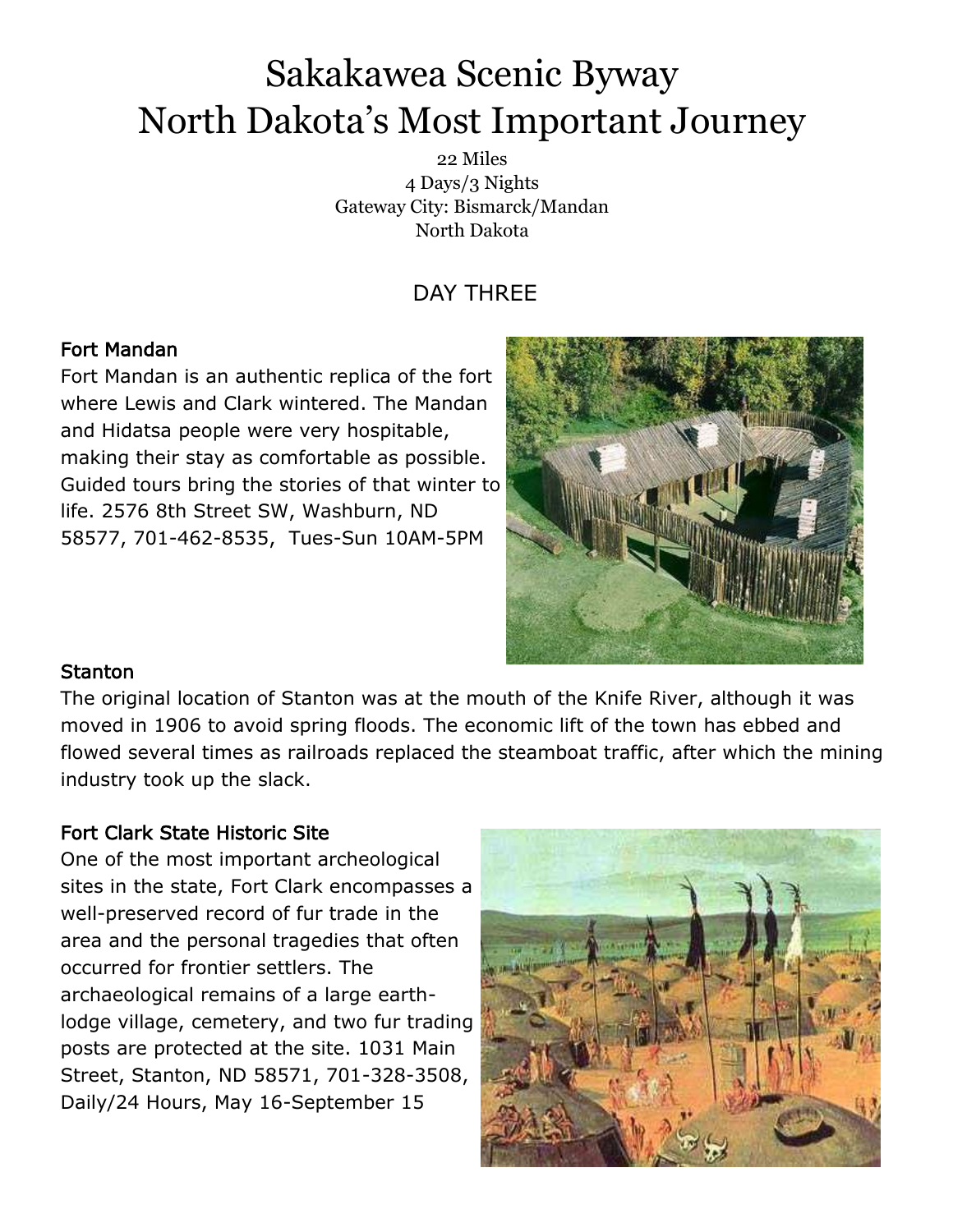# Sakakawea Scenic Byway
# North Dakota's Most Important Journey

22 Miles
4 Days/3 Nights
Gateway City: Bismarck/Mandan
North Dakota

## DAY THREE

### Fort Mandan

Fort Mandan is an authentic replica of the fort where Lewis and Clark wintered. The Mandan and Hidatsa people were very hospitable, making their stay as comfortable as possible. Guided tours bring the stories of that winter to life. 2576 8th Street SW, Washburn, ND 58577, 701-462-8535, Tues-Sun 10AM-5PM

### Stanton

The original location of Stanton was at the mouth of the Knife River, although it was moved in 1906 to avoid spring floods. The economic lift of the town has ebbed and flowed several times as railroads replaced the steamboat traffic, after which the mining industry took up the slack.

### Fort Clark State Historic Site

One of the most important archeological sites in the state, Fort Clark encompasses a well-preserved record of fur trade in the area and the personal tragedies that often occurred for frontier settlers. The archaeological remains of a large earth-lodge village, cemetery, and two fur trading posts are protected at the site. 1031 Main Street, Stanton, ND 58571, 701-328-3508, Daily/24 Hours, May 16-September 15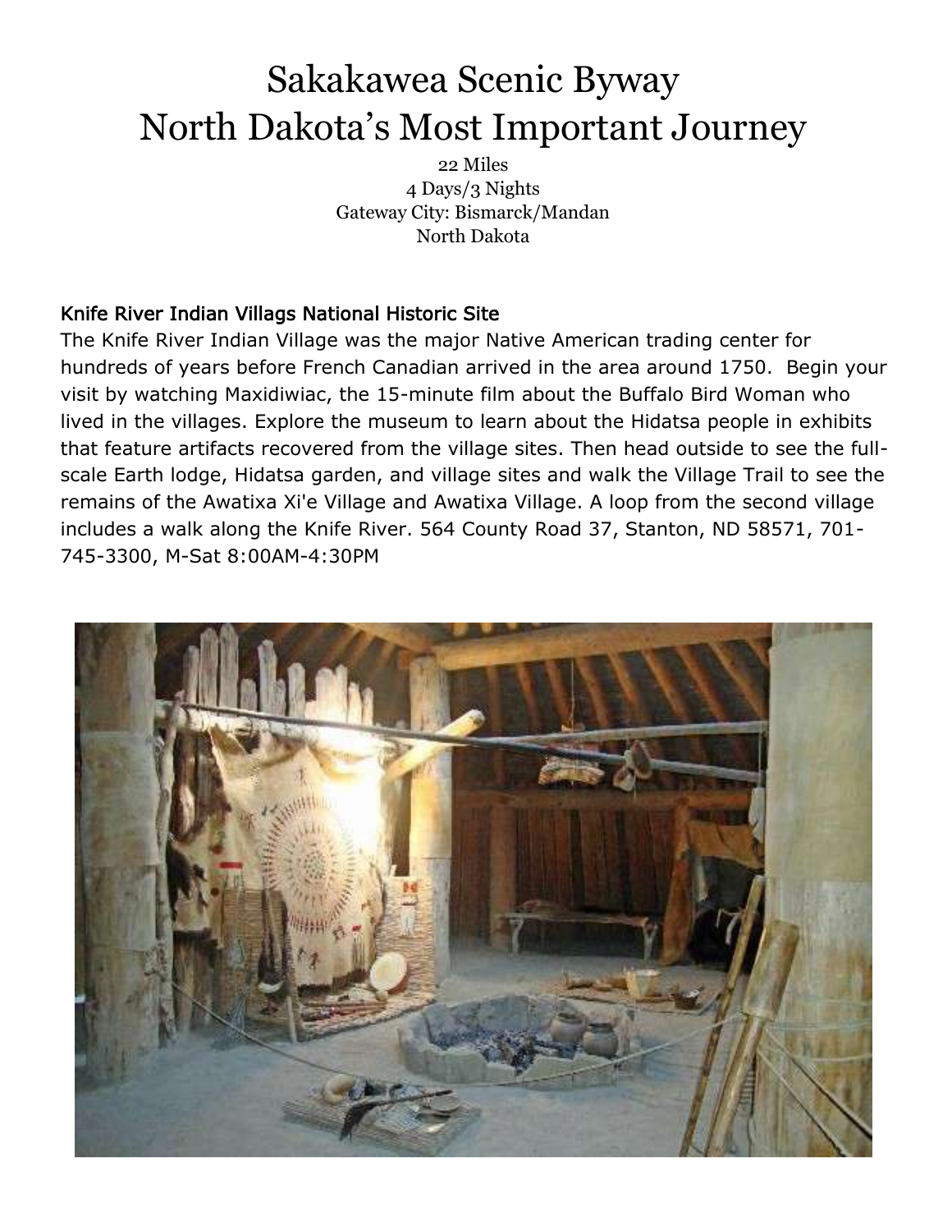# Sakakawea Scenic Byway
# North Dakota's Most Important Journey

22 Miles
4 Days/3 Nights
Gateway City: Bismarck/Mandan
North Dakota

## Knife River Indian Villags National Historic Site

The Knife River Indian Village was the major Native American trading center for hundreds of years before French Canadian arrived in the area around 1750. Begin your visit by watching Maxidiwiac, the 15-minute film about the Buffalo Bird Woman who lived in the villages. Explore the museum to learn about the Hidatsa people in exhibits that feature artifacts recovered from the village sites. Then head outside to see the full-scale Earth lodge, Hidatsa garden, and village sites and walk the Village Trail to see the remains of the Awatixa Xi'e Village and Awatixa Village. A loop from the second village includes a walk along the Knife River. 564 County Road 37, Stanton, ND 58571, 701-745-3300, M-Sat 8:00AM-4:30PM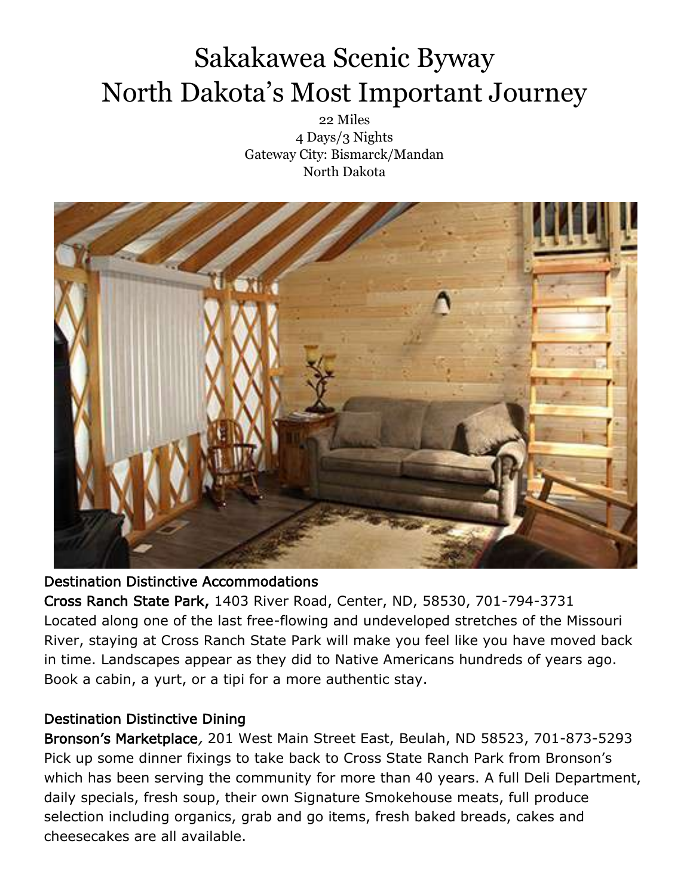# Sakakawea Scenic Byway
# North Dakota's Most Important Journey

22 Miles
4 Days/3 Nights
Gateway City: Bismarck/Mandan
North Dakota

## Destination Distinctive Accommodations

**Cross Ranch State Park,** 1403 River Road, Center, ND, 58530, 701-794-3731
Located along one of the last free-flowing and undeveloped stretches of the Missouri River, staying at Cross Ranch State Park will make you feel like you have moved back in time. Landscapes appear as they did to Native Americans hundreds of years ago. Book a cabin, a yurt, or a tipi for a more authentic stay.

## Destination Distinctive Dining

**Bronson's Marketplace***,* 201 West Main Street East, Beulah, ND 58523, 701-873-5293
Pick up some dinner fixings to take back to Cross State Ranch Park from Bronson's which has been serving the community for more than 40 years. A full Deli Department, daily specials, fresh soup, their own Signature Smokehouse meats, full produce selection including organics, grab and go items, fresh baked breads, cakes and cheesecakes are all available.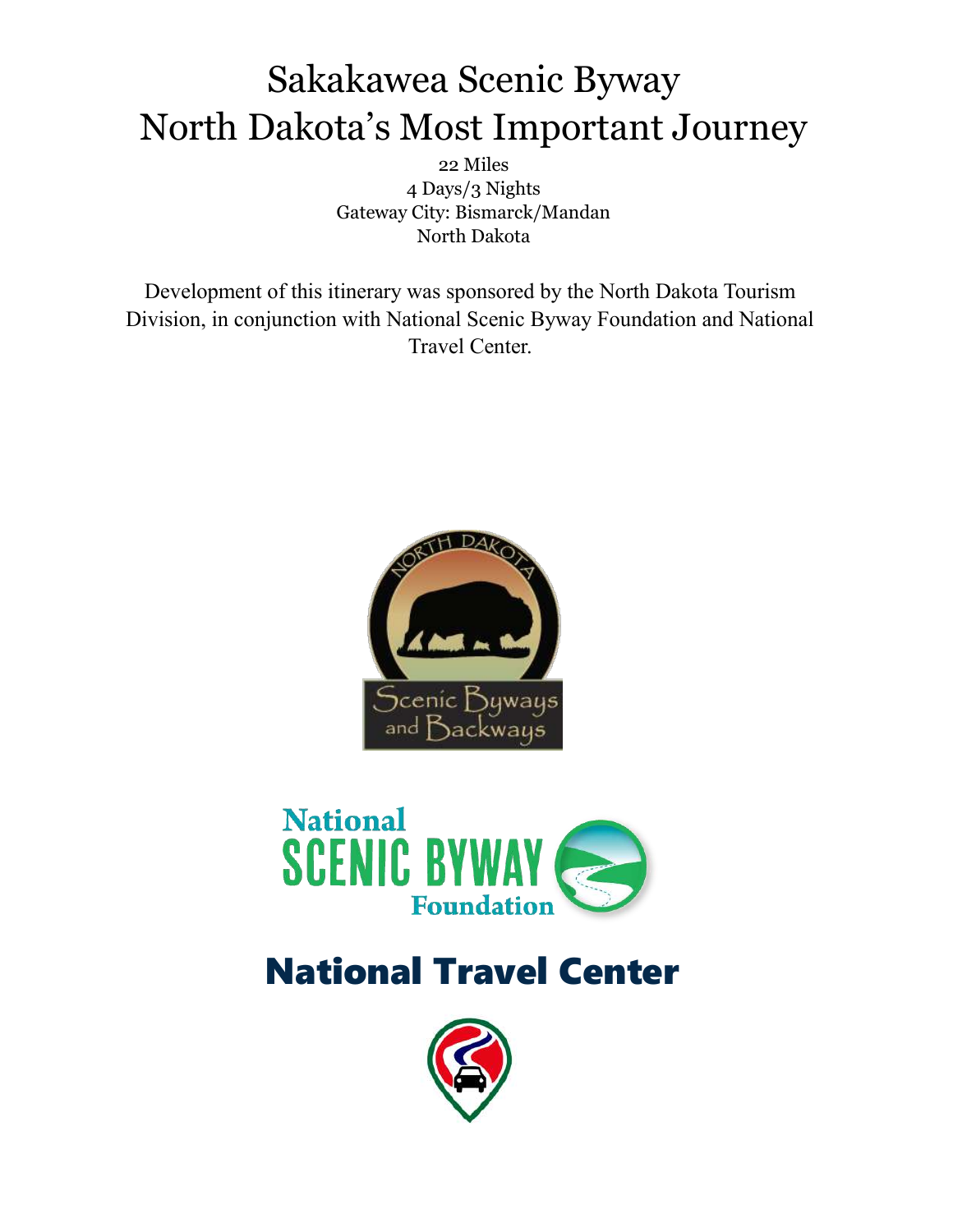# Sakakawea Scenic Byway
# North Dakota's Most Important Journey

22 Miles
4 Days/3 Nights
Gateway City: Bismarck/Mandan
North Dakota

Development of this itinerary was sponsored by the North Dakota Tourism Division, in conjunction with National Scenic Byway Foundation and National Travel Center.

North Dakota
Scenic Byways and Backways

National Scenic Byway Foundation

National Travel Center